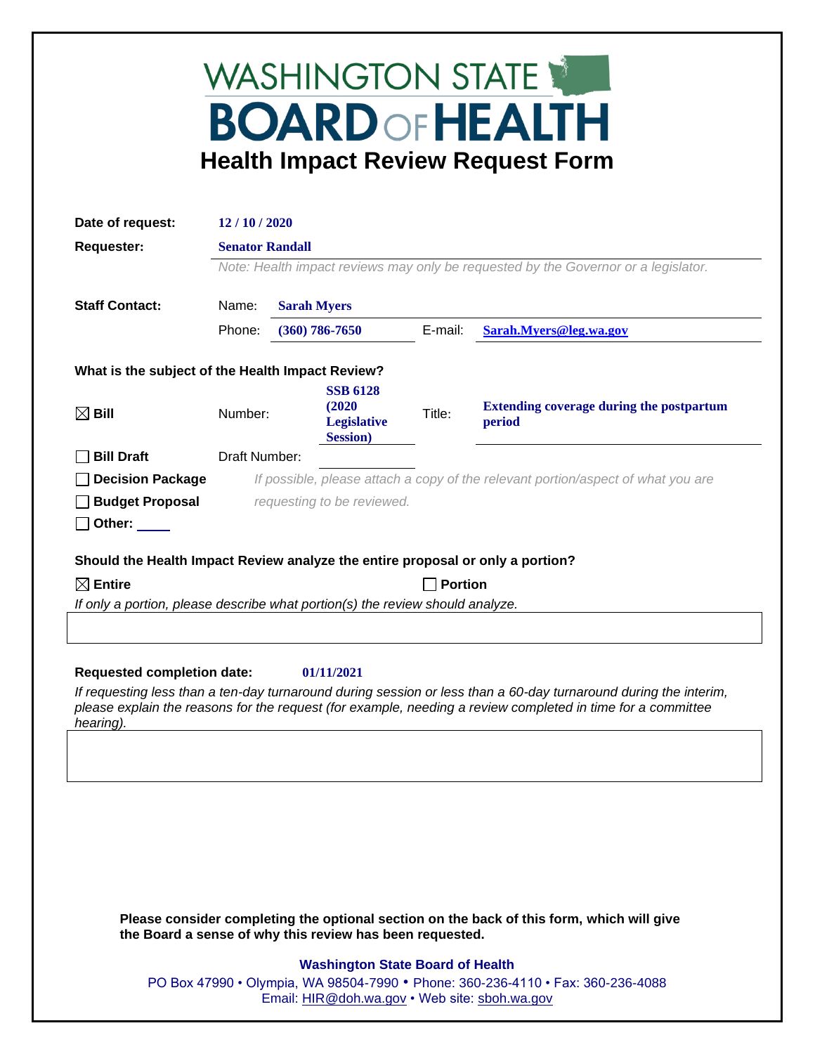# WASHINGTON STATE BOARD OF HEALTH

## Health Impact Review Request Form

**Date of request:** 12 / 10 / 2020

**Requester:** Senator Randall

*Note: Health impact reviews may only be requested by the Governor or a legislator.*

**Staff Contact:**

Name: **Sarah Myers**

Phone: **(360) 786-7650** E-mail: **Sarah.Myers@leg.wa.gov**

**What is the subject of the Health Impact Review?**

☒ **Bill** Number: **SSB 6128 (2020 Legislative Session)** Title: **Extending coverage during the postpartum period**

☐ **Bill Draft** Draft Number:

☐ **Decision Package**

☐ **Budget Proposal**

☐ **Other:**

*If possible, please attach a copy of the relevant portion/aspect of what you are requesting to be reviewed.*

**Should the Health Impact Review analyze the entire proposal or only a portion?**

☒ **Entire** ☐ **Portion**

*If only a portion, please describe what portion(s) the review should analyze.*

**Requested completion date:** 01/11/2021

*If requesting less than a ten-day turnaround during session or less than a 60-day turnaround during the interim, please explain the reasons for the request (for example, needing a review completed in time for a committee hearing).*

**Please consider completing the optional section on the back of this form, which will give the Board a sense of why this review has been requested.**

**Washington State Board of Health**

PO Box 47990 • Olympia, WA 98504-7990 • Phone: 360-236-4110 • Fax: 360-236-4088
Email: HIR@doh.wa.gov • Web site: sboh.wa.gov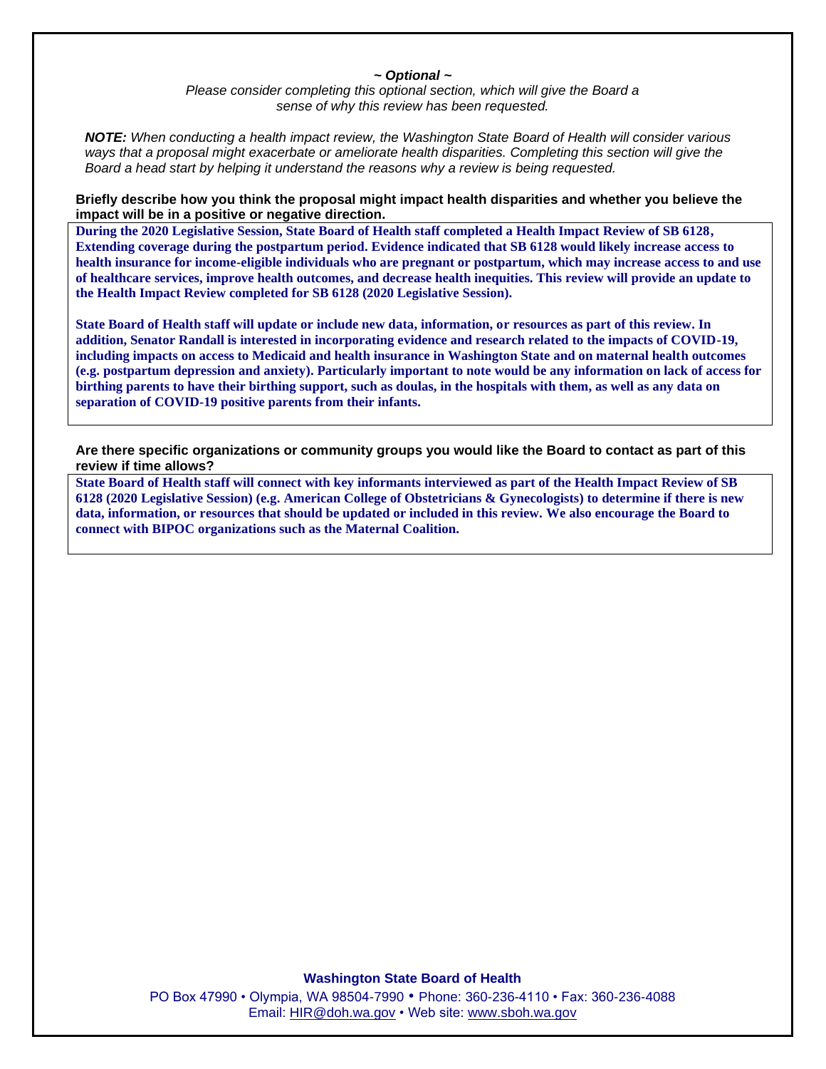***~ Optional ~***

*Please consider completing this optional section, which will give the Board a sense of why this review has been requested.*

***NOTE:*** *When conducting a health impact review, the Washington State Board of Health will consider various ways that a proposal might exacerbate or ameliorate health disparities. Completing this section will give the Board a head start by helping it understand the reasons why a review is being requested.*

**Briefly describe how you think the proposal might impact health disparities and whether you believe the impact will be in a positive or negative direction.**

**During the 2020 Legislative Session, State Board of Health staff completed a Health Impact Review of SB 6128, Extending coverage during the postpartum period. Evidence indicated that SB 6128 would likely increase access to health insurance for income-eligible individuals who are pregnant or postpartum, which may increase access to and use of healthcare services, improve health outcomes, and decrease health inequities. This review will provide an update to the Health Impact Review completed for SB 6128 (2020 Legislative Session).**

**State Board of Health staff will update or include new data, information, or resources as part of this review. In addition, Senator Randall is interested in incorporating evidence and research related to the impacts of COVID-19, including impacts on access to Medicaid and health insurance in Washington State and on maternal health outcomes (e.g. postpartum depression and anxiety). Particularly important to note would be any information on lack of access for birthing parents to have their birthing support, such as doulas, in the hospitals with them, as well as any data on separation of COVID-19 positive parents from their infants.**

**Are there specific organizations or community groups you would like the Board to contact as part of this review if time allows?**

**State Board of Health staff will connect with key informants interviewed as part of the Health Impact Review of SB 6128 (2020 Legislative Session) (e.g. American College of Obstetricians & Gynecologists) to determine if there is new data, information, or resources that should be updated or included in this review. We also encourage the Board to connect with BIPOC organizations such as the Maternal Coalition.**

**Washington State Board of Health**

PO Box 47990 • Olympia, WA 98504-7990 • Phone: 360-236-4110 • Fax: 360-236-4088
Email: HIR@doh.wa.gov • Web site: www.sboh.wa.gov